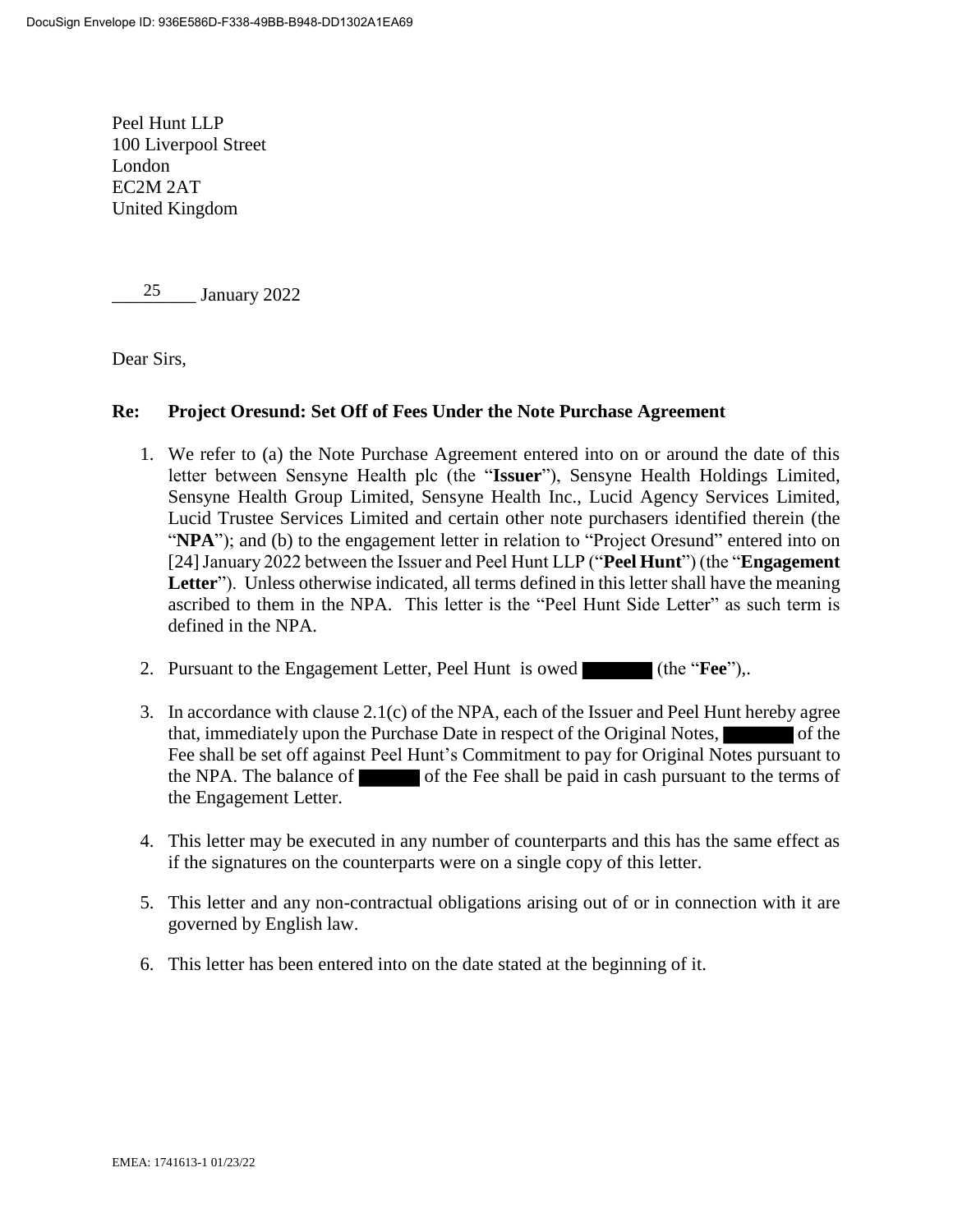Peel Hunt LLP
100 Liverpool Street
London
EC2M 2AT
United Kingdom

25 January 2022

Dear Sirs,

**Re: Project Oresund: Set Off of Fees Under the Note Purchase Agreement**

1. We refer to (a) the Note Purchase Agreement entered into on or around the date of this letter between Sensyne Health plc (the "**Issuer**"), Sensyne Health Holdings Limited, Sensyne Health Group Limited, Sensyne Health Inc., Lucid Agency Services Limited, Lucid Trustee Services Limited and certain other note purchasers identified therein (the "**NPA**"); and (b) to the engagement letter in relation to "Project Oresund" entered into on [24] January 2022 between the Issuer and Peel Hunt LLP ("**Peel Hunt**") (the "**Engagement Letter**"). Unless otherwise indicated, all terms defined in this letter shall have the meaning ascribed to them in the NPA. This letter is the "Peel Hunt Side Letter" as such term is defined in the NPA.

2. Pursuant to the Engagement Letter, Peel Hunt is owed [REDACTED] (the "**Fee**"),.

3. In accordance with clause 2.1(c) of the NPA, each of the Issuer and Peel Hunt hereby agree that, immediately upon the Purchase Date in respect of the Original Notes, [REDACTED] of the Fee shall be set off against Peel Hunt's Commitment to pay for Original Notes pursuant to the NPA. The balance of [REDACTED] of the Fee shall be paid in cash pursuant to the terms of the Engagement Letter.

4. This letter may be executed in any number of counterparts and this has the same effect as if the signatures on the counterparts were on a single copy of this letter.

5. This letter and any non-contractual obligations arising out of or in connection with it are governed by English law.

6. This letter has been entered into on the date stated at the beginning of it.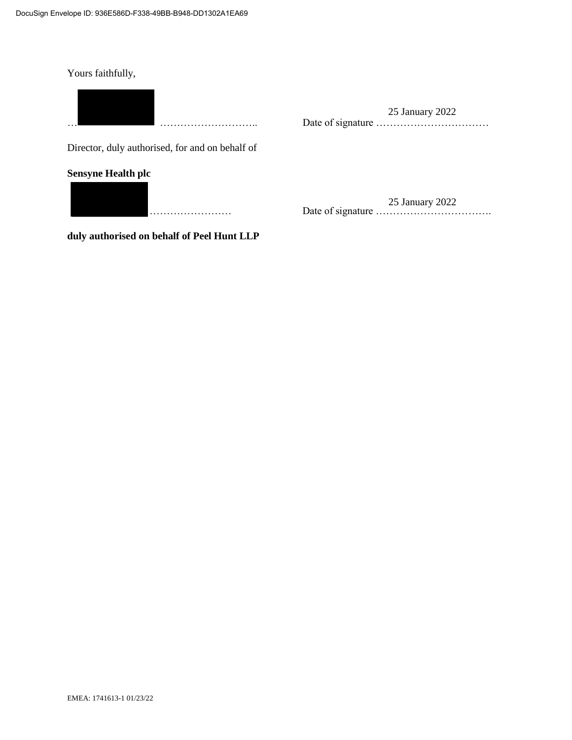Yours faithfully,

…………………………….. Date of signature 25 January 2022

Director, duly authorised, for and on behalf of

**Sensyne Health plc**

…………………… Date of signature 25 January 2022

**duly authorised on behalf of Peel Hunt LLP**